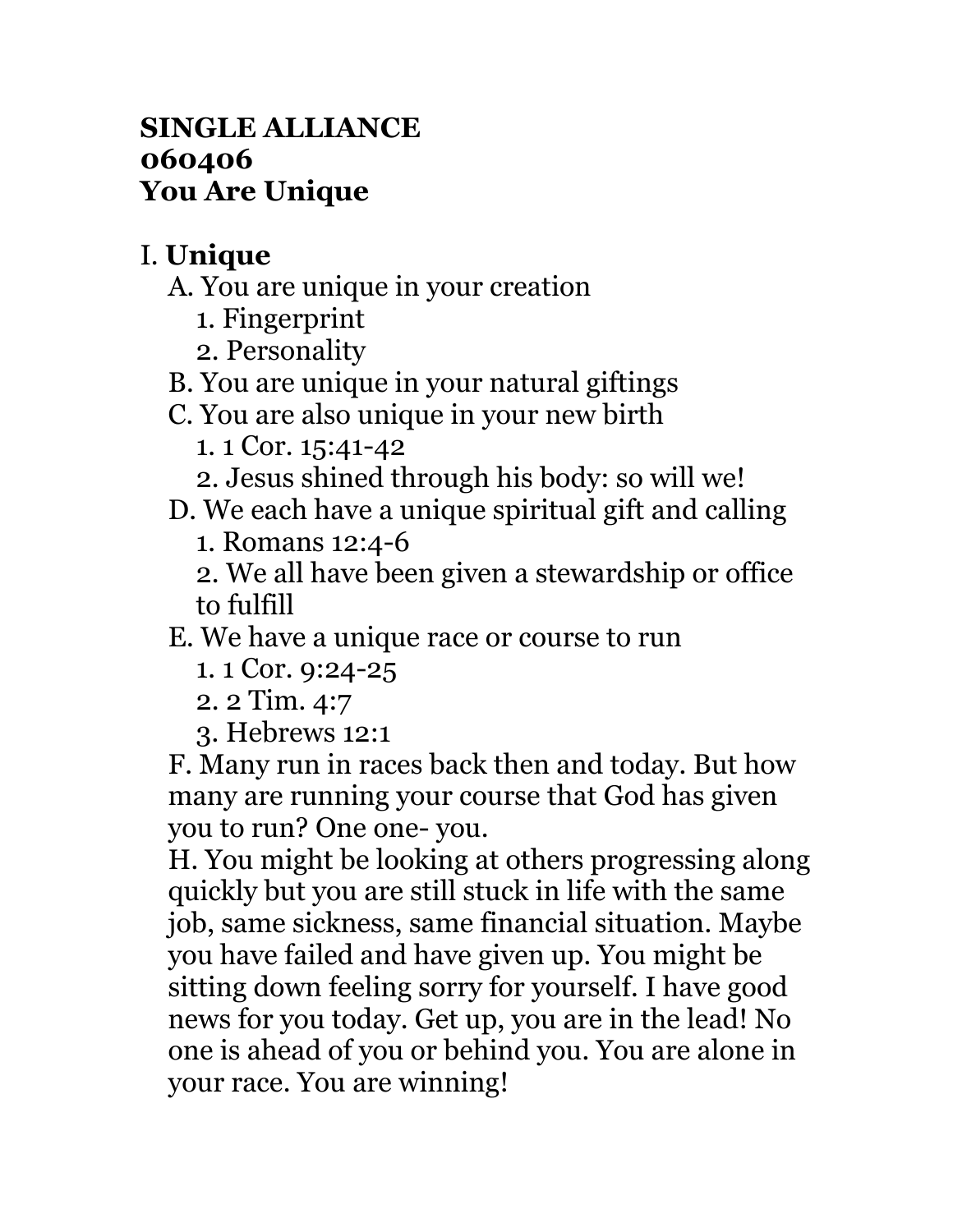**SINGLE ALLIANCE**
**060406**
**You Are Unique**

I. **Unique**

A. You are unique in your creation
   1. Fingerprint
   2. Personality

B. You are unique in your natural giftings

C. You are also unique in your new birth
   1. 1 Cor. 15:41-42
   2. Jesus shined through his body: so will we!

D. We each have a unique spiritual gift and calling
   1. Romans 12:4-6
   2. We all have been given a stewardship or office to fulfill

E. We have a unique race or course to run
   1. 1 Cor. 9:24-25
   2. 2 Tim. 4:7
   3. Hebrews 12:1

F. Many run in races back then and today. But how many are running your course that God has given you to run? One one- you.

H. You might be looking at others progressing along quickly but you are still stuck in life with the same job, same sickness, same financial situation. Maybe you have failed and have given up. You might be sitting down feeling sorry for yourself. I have good news for you today. Get up, you are in the lead! No one is ahead of you or behind you. You are alone in your race. You are winning!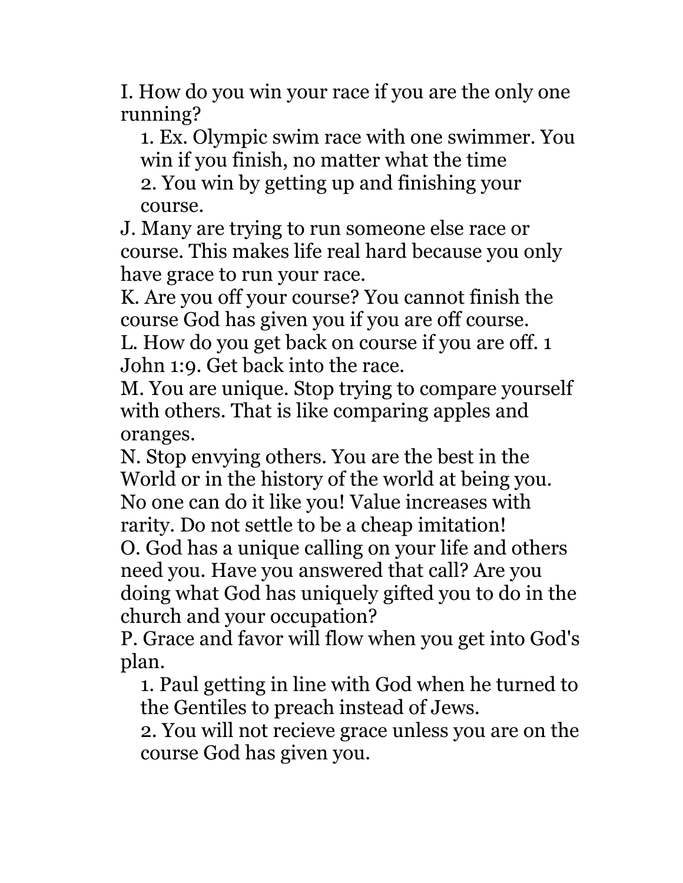I. How do you win your race if you are the only one running?

   1. Ex. Olympic swim race with one swimmer. You win if you finish, no matter what the time
   2. You win by getting up and finishing your course.

J. Many are trying to run someone else race or course. This makes life real hard because you only have grace to run your race.

K. Are you off your course? You cannot finish the course God has given you if you are off course.

L. How do you get back on course if you are off. 1 John 1:9. Get back into the race.

M. You are unique. Stop trying to compare yourself with others. That is like comparing apples and oranges.

N. Stop envying others. You are the best in the World or in the history of the world at being you. No one can do it like you! Value increases with rarity. Do not settle to be a cheap imitation!

O. God has a unique calling on your life and others need you. Have you answered that call? Are you doing what God has uniquely gifted you to do in the church and your occupation?

P. Grace and favor will flow when you get into God's plan.

   1. Paul getting in line with God when he turned to the Gentiles to preach instead of Jews.
   2. You will not recieve grace unless you are on the course God has given you.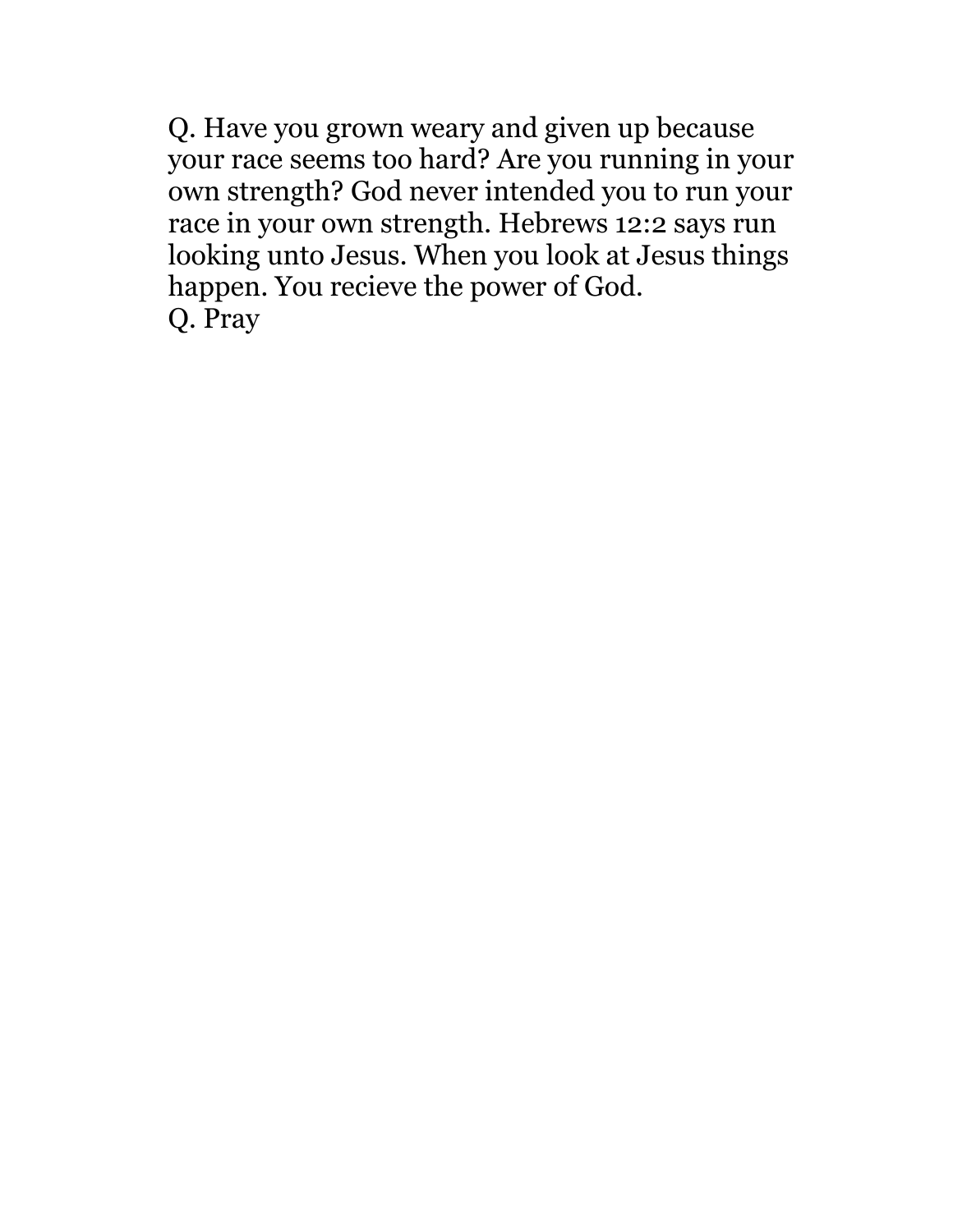Q. Have you grown weary and given up because your race seems too hard? Are you running in your own strength? God never intended you to run your race in your own strength. Hebrews 12:2 says run looking unto Jesus. When you look at Jesus things happen. You recieve the power of God.

Q. Pray